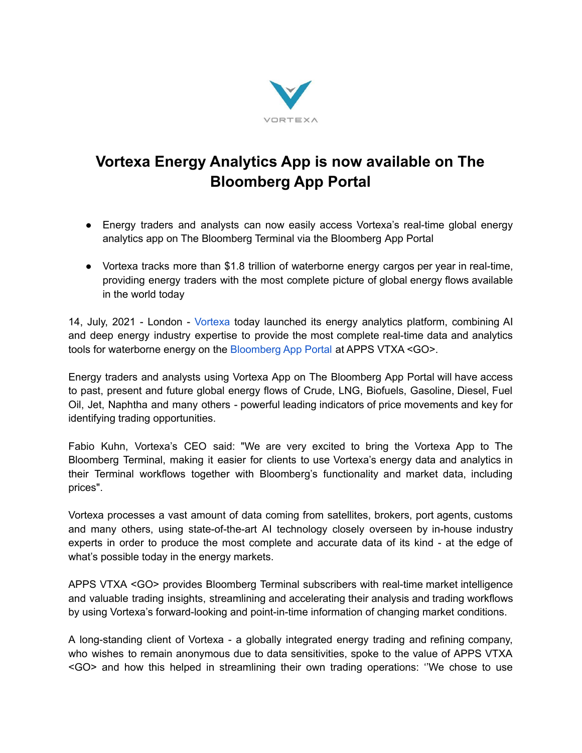VORTEXA

# Vortexa Energy Analytics App is now available on The Bloomberg App Portal

- Energy traders and analysts can now easily access Vortexa's real-time global energy analytics app on The Bloomberg Terminal via the Bloomberg App Portal
- Vortexa tracks more than $1.8 trillion of waterborne energy cargos per year in real-time, providing energy traders with the most complete picture of global energy flows available in the world today

14, July, 2021 - London - Vortexa today launched its energy analytics platform, combining AI and deep energy industry expertise to provide the most complete real-time data and analytics tools for waterborne energy on the Bloomberg App Portal at APPS VTXA <GO>.

Energy traders and analysts using Vortexa App on The Bloomberg App Portal will have access to past, present and future global energy flows of Crude, LNG, Biofuels, Gasoline, Diesel, Fuel Oil, Jet, Naphtha and many others - powerful leading indicators of price movements and key for identifying trading opportunities.

Fabio Kuhn, Vortexa's CEO said: "We are very excited to bring the Vortexa App to The Bloomberg Terminal, making it easier for clients to use Vortexa's energy data and analytics in their Terminal workflows together with Bloomberg's functionality and market data, including prices".

Vortexa processes a vast amount of data coming from satellites, brokers, port agents, customs and many others, using state-of-the-art AI technology closely overseen by in-house industry experts in order to produce the most complete and accurate data of its kind - at the edge of what's possible today in the energy markets.

APPS VTXA <GO> provides Bloomberg Terminal subscribers with real-time market intelligence and valuable trading insights, streamlining and accelerating their analysis and trading workflows by using Vortexa's forward-looking and point-in-time information of changing market conditions.

A long-standing client of Vortexa - a globally integrated energy trading and refining company, who wishes to remain anonymous due to data sensitivities, spoke to the value of APPS VTXA <GO> and how this helped in streamlining their own trading operations: ''We chose to use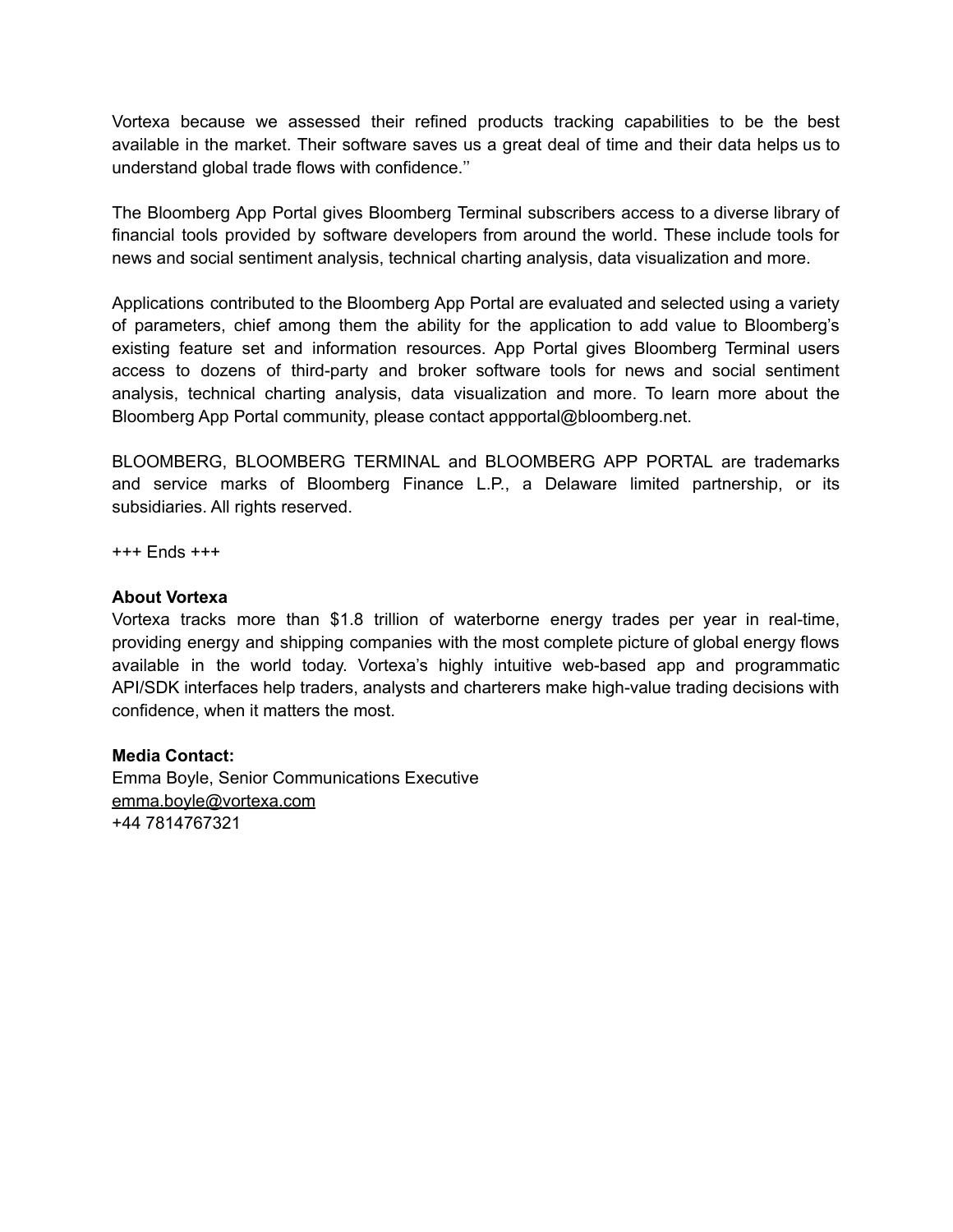Vortexa because we assessed their refined products tracking capabilities to be the best available in the market. Their software saves us a great deal of time and their data helps us to understand global trade flows with confidence.''

The Bloomberg App Portal gives Bloomberg Terminal subscribers access to a diverse library of financial tools provided by software developers from around the world. These include tools for news and social sentiment analysis, technical charting analysis, data visualization and more.

Applications contributed to the Bloomberg App Portal are evaluated and selected using a variety of parameters, chief among them the ability for the application to add value to Bloomberg's existing feature set and information resources. App Portal gives Bloomberg Terminal users access to dozens of third-party and broker software tools for news and social sentiment analysis, technical charting analysis, data visualization and more. To learn more about the Bloomberg App Portal community, please contact appportal@bloomberg.net.

BLOOMBERG, BLOOMBERG TERMINAL and BLOOMBERG APP PORTAL are trademarks and service marks of Bloomberg Finance L.P., a Delaware limited partnership, or its subsidiaries. All rights reserved.

+++ Ends +++

**About Vortexa**
Vortexa tracks more than $1.8 trillion of waterborne energy trades per year in real-time, providing energy and shipping companies with the most complete picture of global energy flows available in the world today. Vortexa's highly intuitive web-based app and programmatic API/SDK interfaces help traders, analysts and charterers make high-value trading decisions with confidence, when it matters the most.

**Media Contact:**
Emma Boyle, Senior Communications Executive
emma.boyle@vortexa.com
+44 7814767321